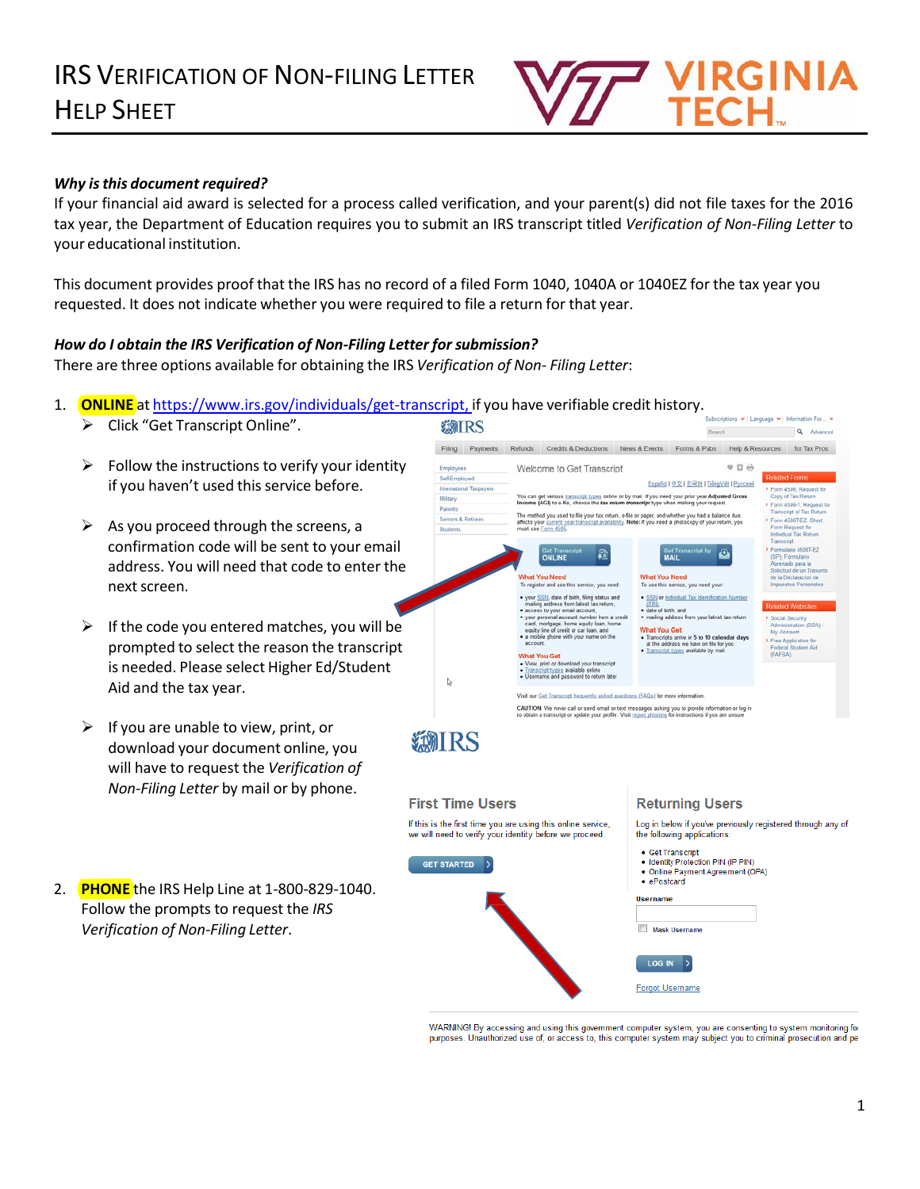# IRS Verification of Non-Filing Letter Help Sheet

***Why is this document required?***

If your financial aid award is selected for a process called verification, and your parent(s) did not file taxes for the 2016 tax year, the Department of Education requires you to submit an IRS transcript titled *Verification of Non-Filing Letter* to your educational institution.

This document provides proof that the IRS has no record of a filed Form 1040, 1040A or 1040EZ for the tax year you requested. It does not indicate whether you were required to file a return for that year.

***How do I obtain the IRS Verification of Non-Filing Letter for submission?***

There are three options available for obtaining the IRS *Verification of Non- Filing Letter*:

1. **ONLINE** at https://www.irs.gov/individuals/get-transcript, if you have verifiable credit history.
   - Click "Get Transcript Online".
   - Follow the instructions to verify your identity if you haven't used this service before.
   - As you proceed through the screens, a confirmation code will be sent to your email address. You will need that code to enter the next screen.
   - If the code you entered matches, you will be prompted to select the reason the transcript is needed. Please select Higher Ed/Student Aid and the tax year.
   - If you are unable to view, print, or download your document online, you will have to request the *Verification of Non-Filing Letter* by mail or by phone.

2. **PHONE** the IRS Help Line at 1-800-829-1040. Follow the prompts to request the *IRS Verification of Non-Filing Letter*.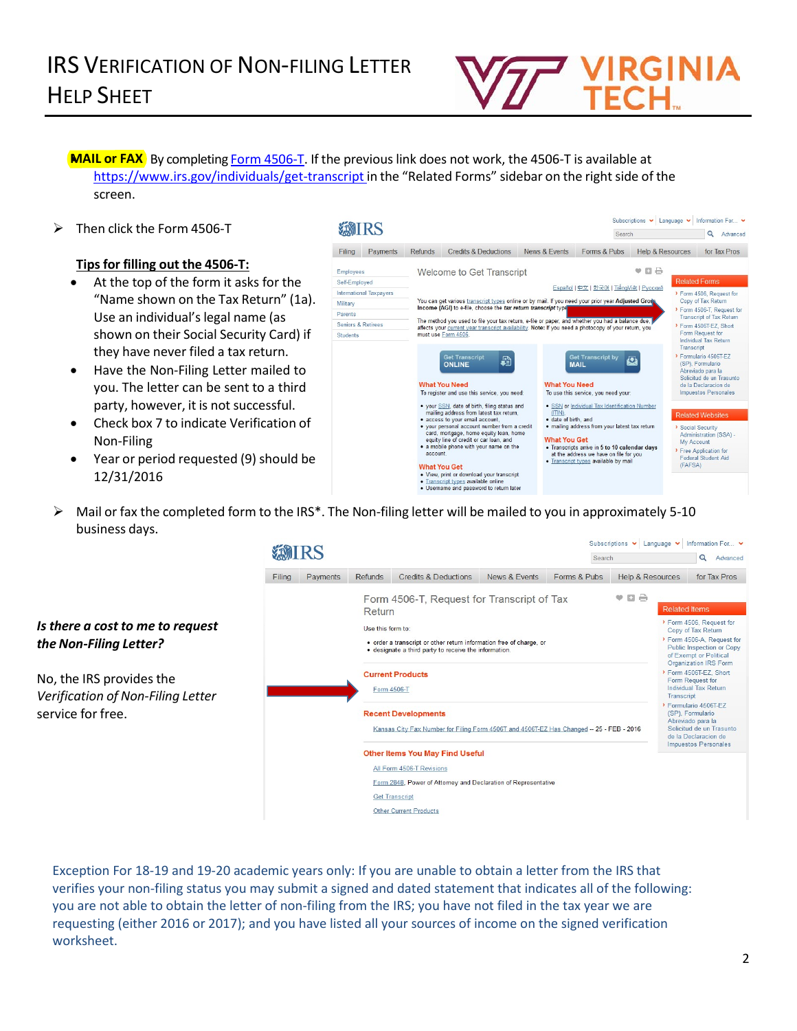**MAIL or FAX** By completing [Form 4506-T](). If the previous link does not work, the 4506-T is available at https://www.irs.gov/individuals/get-transcript in the "Related Forms" sidebar on the right side of the screen.

- Then click the Form 4506-T

**Tips for filling out the 4506-T:**

- At the top of the form it asks for the "Name shown on the Tax Return" (1a). Use an individual's legal name (as shown on their Social Security Card) if they have never filed a tax return.
- Have the Non-Filing Letter mailed to you. The letter can be sent to a third party, however, it is not successful.
- Check box 7 to indicate Verification of Non-Filing
- Year or period requested (9) should be 12/31/2016

- Mail or fax the completed form to the IRS*. The Non-filing letter will be mailed to you in approximately 5-10 business days.

***Is there a cost to me to request the Non-Filing Letter?***

No, the IRS provides the *Verification of Non-Filing Letter* service for free.

Exception For 18-19 and 19-20 academic years only: If you are unable to obtain a letter from the IRS that verifies your non-filing status you may submit a signed and dated statement that indicates all of the following: you are not able to obtain the letter of non-filing from the IRS; you have not filed in the tax year we are requesting (either 2016 or 2017); and you have listed all your sources of income on the signed verification worksheet.